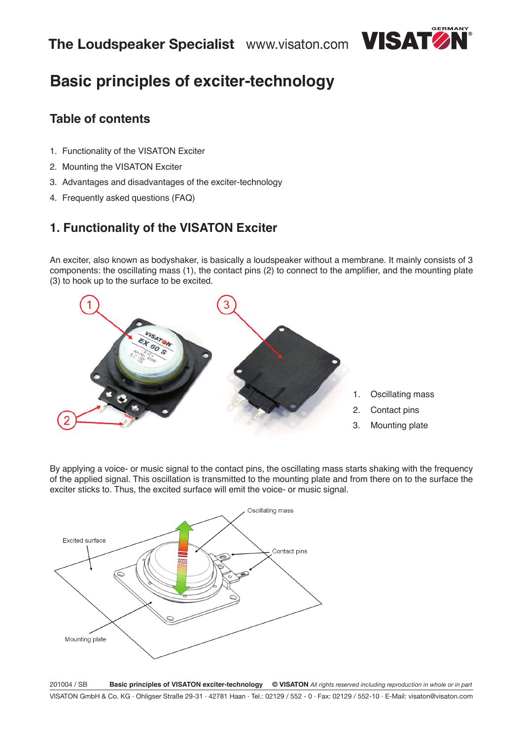# Basic principles of exciter-technology

## Table of contents

1. Functionality of the VISATON Exciter
2. Mounting the VISATON Exciter
3. Advantages and disadvantages of the exciter-technology
4. Frequently asked questions (FAQ)

## 1. Functionality of the VISATON Exciter

An exciter, also known as bodyshaker, is basically a loudspeaker without a membrane. It mainly consists of 3 components: the oscillating mass (1), the contact pins (2) to connect to the amplifier, and the mounting plate (3) to hook up to the surface to be excited.

1. Oscillating mass
2. Contact pins
3. Mounting plate

By applying a voice- or music signal to the contact pins, the oscillating mass starts shaking with the frequency of the applied signal. This oscillation is transmitted to the mounting plate and from there on to the surface the exciter sticks to. Thus, the excited surface will emit the voice- or music signal.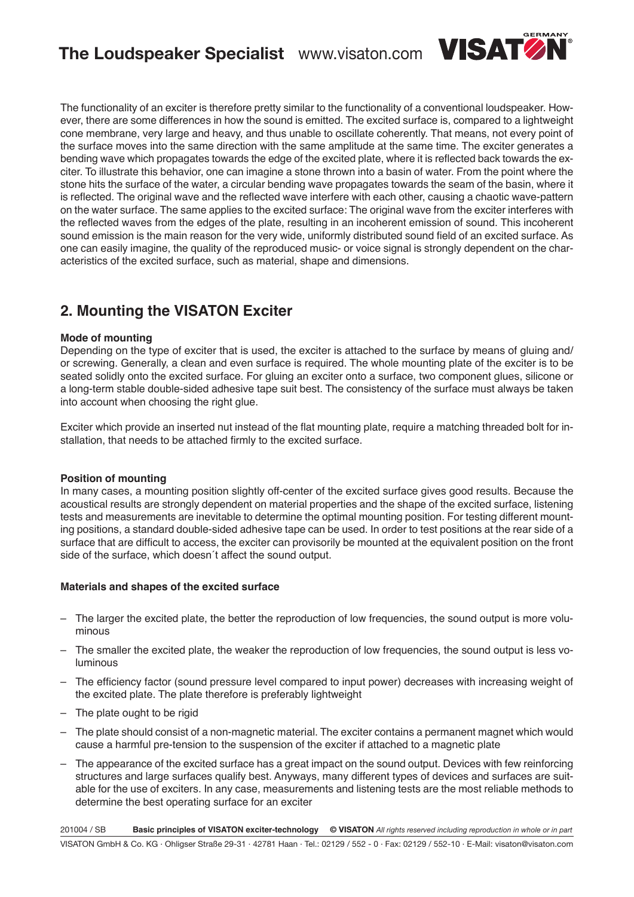The functionality of an exciter is therefore pretty similar to the functionality of a conventional loudspeaker. However, there are some differences in how the sound is emitted. The excited surface is, compared to a lightweight cone membrane, very large and heavy, and thus unable to oscillate coherently. That means, not every point of the surface moves into the same direction with the same amplitude at the same time. The exciter generates a bending wave which propagates towards the edge of the excited plate, where it is reflected back towards the exciter. To illustrate this behavior, one can imagine a stone thrown into a basin of water. From the point where the stone hits the surface of the water, a circular bending wave propagates towards the seam of the basin, where it is reflected. The original wave and the reflected wave interfere with each other, causing a chaotic wave-pattern on the water surface. The same applies to the excited surface: The original wave from the exciter interferes with the reflected waves from the edges of the plate, resulting in an incoherent emission of sound. This incoherent sound emission is the main reason for the very wide, uniformly distributed sound field of an excited surface. As one can easily imagine, the quality of the reproduced music- or voice signal is strongly dependent on the characteristics of the excited surface, such as material, shape and dimensions.

## 2. Mounting the VISATON Exciter

**Mode of mounting**

Depending on the type of exciter that is used, the exciter is attached to the surface by means of gluing and/or screwing. Generally, a clean and even surface is required. The whole mounting plate of the exciter is to be seated solidly onto the excited surface. For gluing an exciter onto a surface, two component glues, silicone or a long-term stable double-sided adhesive tape suit best. The consistency of the surface must always be taken into account when choosing the right glue.

Exciter which provide an inserted nut instead of the flat mounting plate, require a matching threaded bolt for installation, that needs to be attached firmly to the excited surface.

**Position of mounting**

In many cases, a mounting position slightly off-center of the excited surface gives good results. Because the acoustical results are strongly dependent on material properties and the shape of the excited surface, listening tests and measurements are inevitable to determine the optimal mounting position. For testing different mounting positions, a standard double-sided adhesive tape can be used. In order to test positions at the rear side of a surface that are difficult to access, the exciter can provisorily be mounted at the equivalent position on the front side of the surface, which doesn´t affect the sound output.

**Materials and shapes of the excited surface**

- The larger the excited plate, the better the reproduction of low frequencies, the sound output is more voluminous
- The smaller the excited plate, the weaker the reproduction of low frequencies, the sound output is less voluminous
- The efficiency factor (sound pressure level compared to input power) decreases with increasing weight of the excited plate. The plate therefore is preferably lightweight
- The plate ought to be rigid
- The plate should consist of a non-magnetic material. The exciter contains a permanent magnet which would cause a harmful pre-tension to the suspension of the exciter if attached to a magnetic plate
- The appearance of the excited surface has a great impact on the sound output. Devices with few reinforcing structures and large surfaces qualify best. Anyways, many different types of devices and surfaces are suitable for the use of exciters. In any case, measurements and listening tests are the most reliable methods to determine the best operating surface for an exciter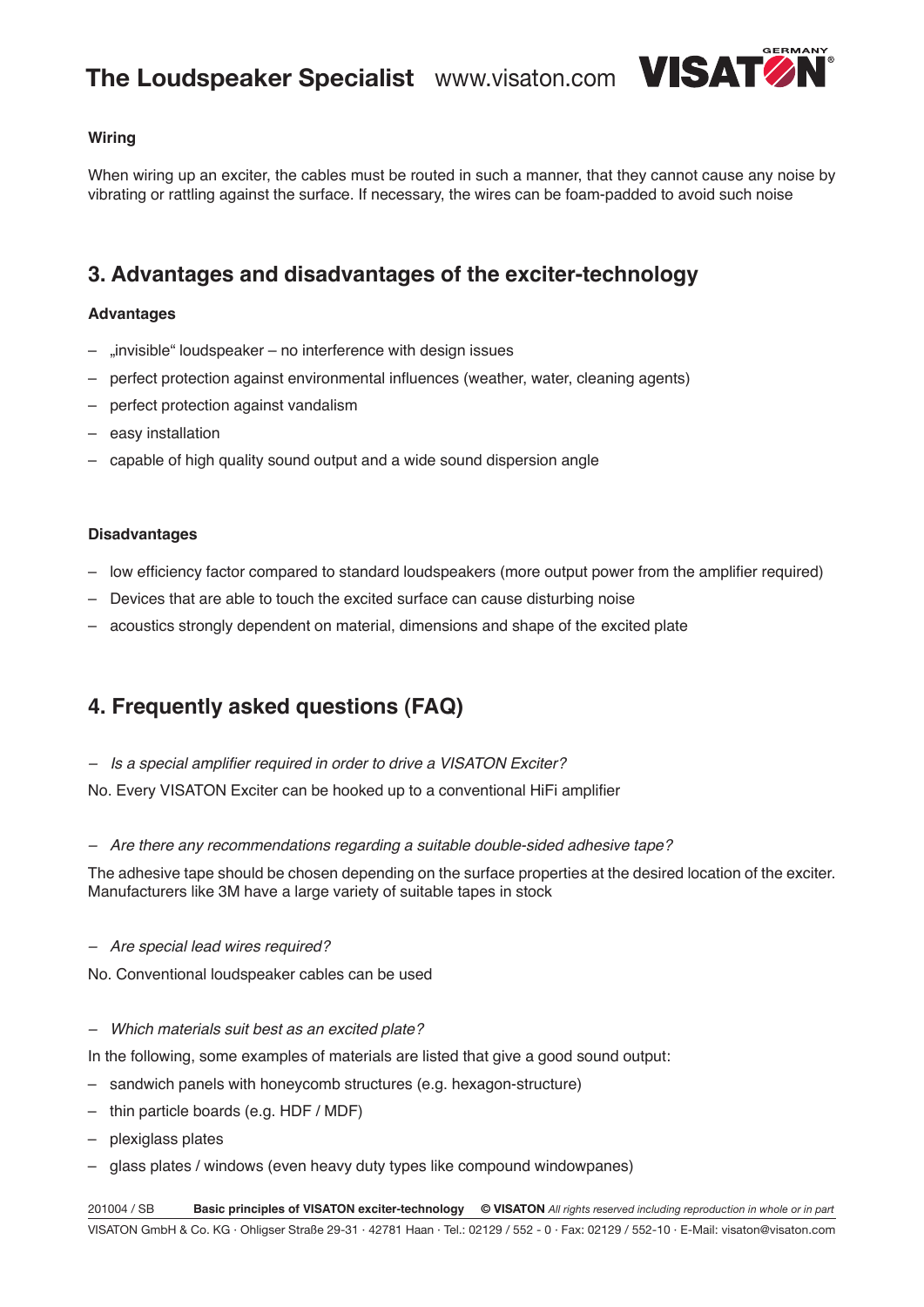**Wiring**

When wiring up an exciter, the cables must be routed in such a manner, that they cannot cause any noise by vibrating or rattling against the surface. If necessary, the wires can be foam-padded to avoid such noise

## 3. Advantages and disadvantages of the exciter-technology

**Advantages**

- „invisible“ loudspeaker – no interference with design issues
- perfect protection against environmental influences (weather, water, cleaning agents)
- perfect protection against vandalism
- easy installation
- capable of high quality sound output and a wide sound dispersion angle

**Disadvantages**

- low efficiency factor compared to standard loudspeakers (more output power from the amplifier required)
- Devices that are able to touch the excited surface can cause disturbing noise
- acoustics strongly dependent on material, dimensions and shape of the excited plate

## 4. Frequently asked questions (FAQ)

- *Is a special amplifier required in order to drive a VISATON Exciter?*

No. Every VISATON Exciter can be hooked up to a conventional HiFi amplifier

- *Are there any recommendations regarding a suitable double-sided adhesive tape?*

The adhesive tape should be chosen depending on the surface properties at the desired location of the exciter. Manufacturers like 3M have a large variety of suitable tapes in stock

- *Are special lead wires required?*

No. Conventional loudspeaker cables can be used

- *Which materials suit best as an excited plate?*

In the following, some examples of materials are listed that give a good sound output:

- sandwich panels with honeycomb structures (e.g. hexagon-structure)
- thin particle boards (e.g. HDF / MDF)
- plexiglass plates
- glass plates / windows (even heavy duty types like compound windowpanes)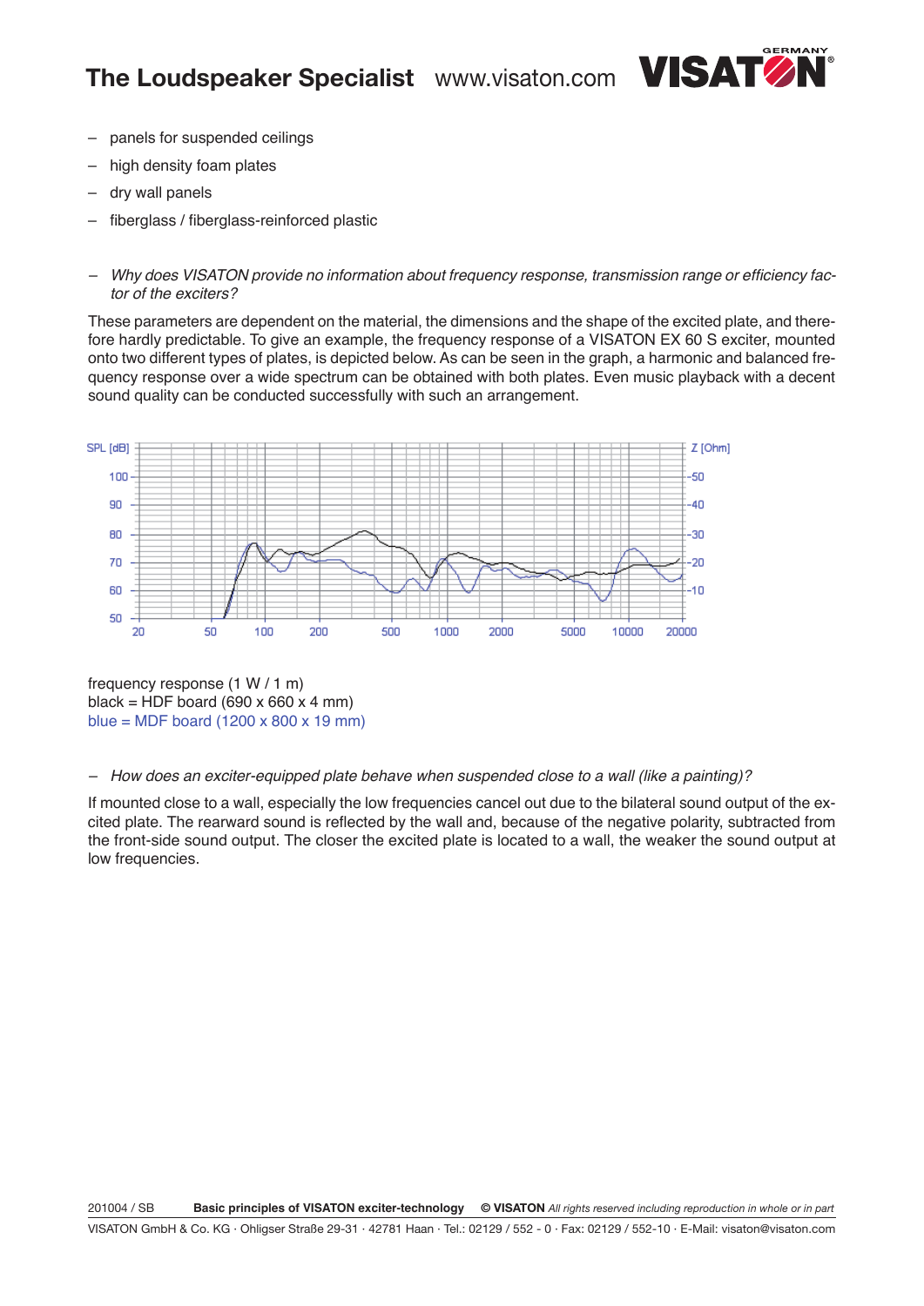- panels for suspended ceilings
- high density foam plates
- dry wall panels
- fiberglass / fiberglass-reinforced plastic

- *Why does VISATON provide no information about frequency response, transmission range or efficiency factor of the exciters?*

These parameters are dependent on the material, the dimensions and the shape of the excited plate, and therefore hardly predictable. To give an example, the frequency response of a VISATON EX 60 S exciter, mounted onto two different types of plates, is depicted below. As can be seen in the graph, a harmonic and balanced frequency response over a wide spectrum can be obtained with both plates. Even music playback with a decent sound quality can be conducted successfully with such an arrangement.

SPL [dB]
Z [Ohm]
100 90 80 70 60 50
50 40 30 20 10
20 50 100 200 500 1000 2000 5000 10000 20000

frequency response (1 W / 1 m)
black = HDF board (690 x 660 x 4 mm)
blue = MDF board (1200 x 800 x 19 mm)

- *How does an exciter-equipped plate behave when suspended close to a wall (like a painting)?*

If mounted close to a wall, especially the low frequencies cancel out due to the bilateral sound output of the excited plate. The rearward sound is reflected by the wall and, because of the negative polarity, subtracted from the front-side sound output. The closer the excited plate is located to a wall, the weaker the sound output at low frequencies.